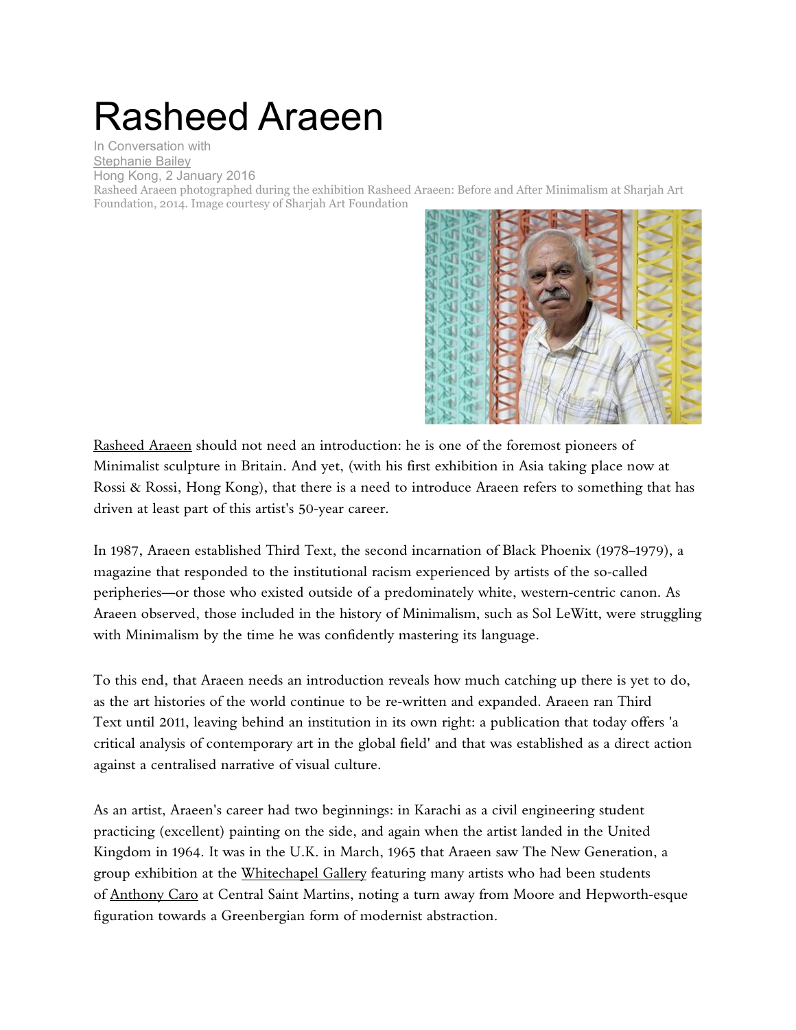# Rasheed Araeen

In Conversation with
Stephanie Bailey
Hong Kong, 2 January 2016

Rasheed Araeen photographed during the exhibition Rasheed Araeen: Before and After Minimalism at Sharjah Art Foundation, 2014. Image courtesy of Sharjah Art Foundation

Rasheed Araeen should not need an introduction: he is one of the foremost pioneers of Minimalist sculpture in Britain. And yet, (with his first exhibition in Asia taking place now at Rossi & Rossi, Hong Kong), that there is a need to introduce Araeen refers to something that has driven at least part of this artist's 50-year career.

In 1987, Araeen established Third Text, the second incarnation of Black Phoenix (1978–1979), a magazine that responded to the institutional racism experienced by artists of the so-called peripheries—or those who existed outside of a predominately white, western-centric canon. As Araeen observed, those included in the history of Minimalism, such as Sol LeWitt, were struggling with Minimalism by the time he was confidently mastering its language.

To this end, that Araeen needs an introduction reveals how much catching up there is yet to do, as the art histories of the world continue to be re-written and expanded. Araeen ran Third Text until 2011, leaving behind an institution in its own right: a publication that today offers 'a critical analysis of contemporary art in the global field' and that was established as a direct action against a centralised narrative of visual culture.

As an artist, Araeen's career had two beginnings: in Karachi as a civil engineering student practicing (excellent) painting on the side, and again when the artist landed in the United Kingdom in 1964. It was in the U.K. in March, 1965 that Araeen saw The New Generation, a group exhibition at the Whitechapel Gallery featuring many artists who had been students of Anthony Caro at Central Saint Martins, noting a turn away from Moore and Hepworth-esque figuration towards a Greenbergian form of modernist abstraction.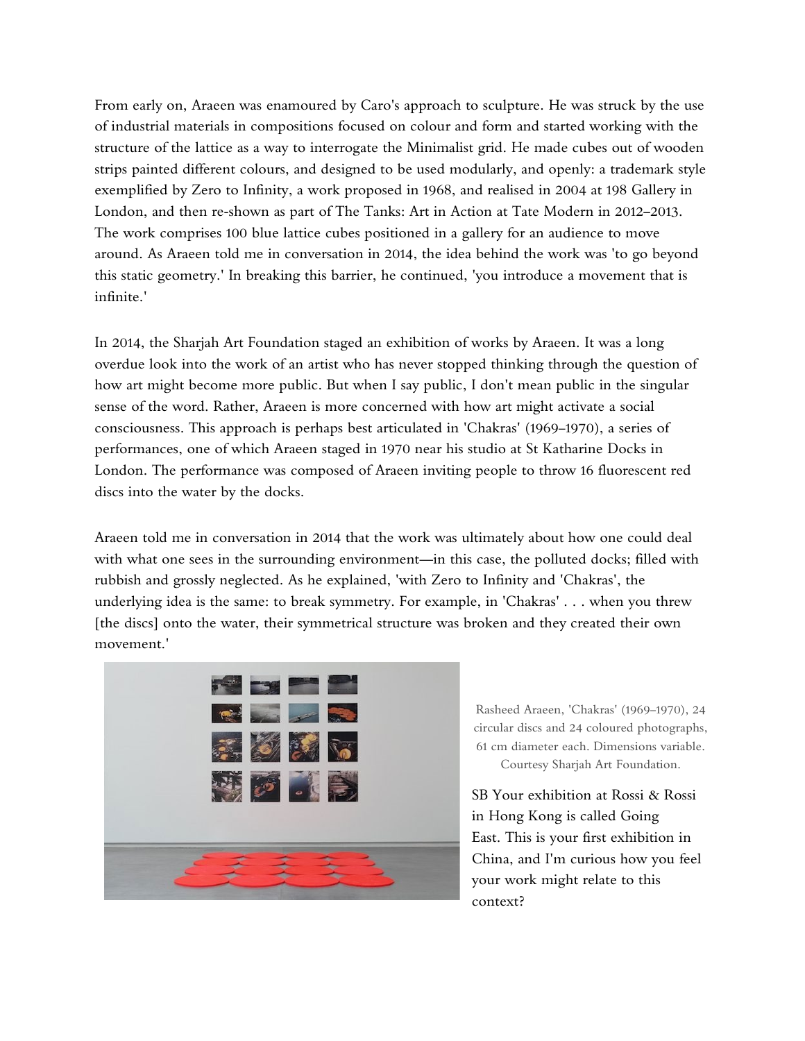From early on, Araeen was enamoured by Caro's approach to sculpture. He was struck by the use of industrial materials in compositions focused on colour and form and started working with the structure of the lattice as a way to interrogate the Minimalist grid. He made cubes out of wooden strips painted different colours, and designed to be used modularly, and openly: a trademark style exemplified by Zero to Infinity, a work proposed in 1968, and realised in 2004 at 198 Gallery in London, and then re-shown as part of The Tanks: Art in Action at Tate Modern in 2012–2013. The work comprises 100 blue lattice cubes positioned in a gallery for an audience to move around. As Araeen told me in conversation in 2014, the idea behind the work was 'to go beyond this static geometry.' In breaking this barrier, he continued, 'you introduce a movement that is infinite.'

In 2014, the Sharjah Art Foundation staged an exhibition of works by Araeen. It was a long overdue look into the work of an artist who has never stopped thinking through the question of how art might become more public. But when I say public, I don't mean public in the singular sense of the word. Rather, Araeen is more concerned with how art might activate a social consciousness. This approach is perhaps best articulated in 'Chakras' (1969–1970), a series of performances, one of which Araeen staged in 1970 near his studio at St Katharine Docks in London. The performance was composed of Araeen inviting people to throw 16 fluorescent red discs into the water by the docks.

Araeen told me in conversation in 2014 that the work was ultimately about how one could deal with what one sees in the surrounding environment—in this case, the polluted docks; filled with rubbish and grossly neglected. As he explained, 'with Zero to Infinity and 'Chakras', the underlying idea is the same: to break symmetry. For example, in 'Chakras' . . . when you threw [the discs] onto the water, their symmetrical structure was broken and they created their own movement.'

Rasheed Araeen, 'Chakras' (1969–1970), 24 circular discs and 24 coloured photographs, 61 cm diameter each. Dimensions variable. Courtesy Sharjah Art Foundation.

SB Your exhibition at Rossi & Rossi in Hong Kong is called Going East. This is your first exhibition in China, and I'm curious how you feel your work might relate to this context?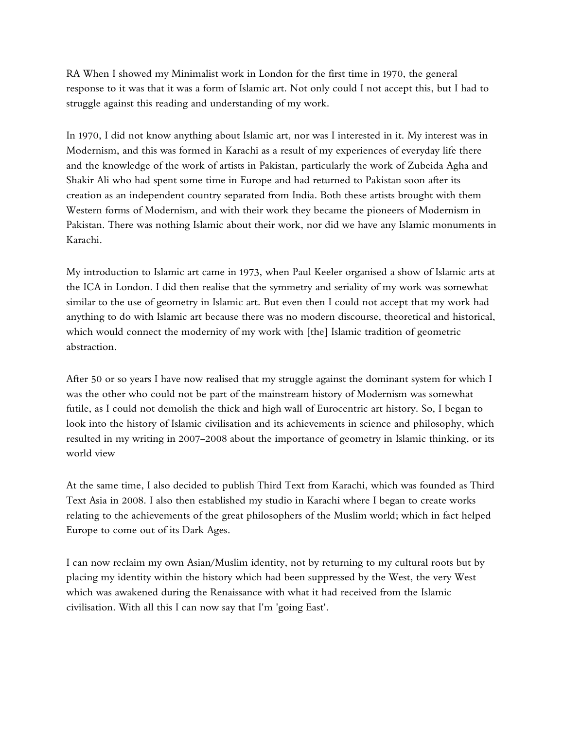RA When I showed my Minimalist work in London for the first time in 1970, the general response to it was that it was a form of Islamic art. Not only could I not accept this, but I had to struggle against this reading and understanding of my work.

In 1970, I did not know anything about Islamic art, nor was I interested in it. My interest was in Modernism, and this was formed in Karachi as a result of my experiences of everyday life there and the knowledge of the work of artists in Pakistan, particularly the work of Zubeida Agha and Shakir Ali who had spent some time in Europe and had returned to Pakistan soon after its creation as an independent country separated from India. Both these artists brought with them Western forms of Modernism, and with their work they became the pioneers of Modernism in Pakistan. There was nothing Islamic about their work, nor did we have any Islamic monuments in Karachi.

My introduction to Islamic art came in 1973, when Paul Keeler organised a show of Islamic arts at the ICA in London. I did then realise that the symmetry and seriality of my work was somewhat similar to the use of geometry in Islamic art. But even then I could not accept that my work had anything to do with Islamic art because there was no modern discourse, theoretical and historical, which would connect the modernity of my work with [the] Islamic tradition of geometric abstraction.

After 50 or so years I have now realised that my struggle against the dominant system for which I was the other who could not be part of the mainstream history of Modernism was somewhat futile, as I could not demolish the thick and high wall of Eurocentric art history. So, I began to look into the history of Islamic civilisation and its achievements in science and philosophy, which resulted in my writing in 2007–2008 about the importance of geometry in Islamic thinking, or its world view

At the same time, I also decided to publish Third Text from Karachi, which was founded as Third Text Asia in 2008. I also then established my studio in Karachi where I began to create works relating to the achievements of the great philosophers of the Muslim world; which in fact helped Europe to come out of its Dark Ages.

I can now reclaim my own Asian/Muslim identity, not by returning to my cultural roots but by placing my identity within the history which had been suppressed by the West, the very West which was awakened during the Renaissance with what it had received from the Islamic civilisation. With all this I can now say that I'm 'going East'.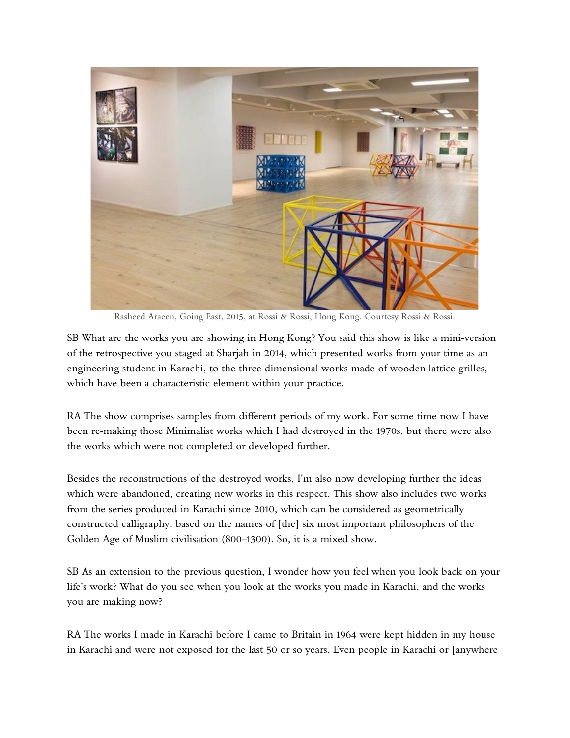Rasheed Araeen, Going East, 2015, at Rossi & Rossi, Hong Kong. Courtesy Rossi & Rossi.

SB What are the works you are showing in Hong Kong? You said this show is like a mini-version of the retrospective you staged at Sharjah in 2014, which presented works from your time as an engineering student in Karachi, to the three-dimensional works made of wooden lattice grilles, which have been a characteristic element within your practice.

RA The show comprises samples from different periods of my work. For some time now I have been re-making those Minimalist works which I had destroyed in the 1970s, but there were also the works which were not completed or developed further.

Besides the reconstructions of the destroyed works, I'm also now developing further the ideas which were abandoned, creating new works in this respect. This show also includes two works from the series produced in Karachi since 2010, which can be considered as geometrically constructed calligraphy, based on the names of [the] six most important philosophers of the Golden Age of Muslim civilisation (800–1300). So, it is a mixed show.

SB As an extension to the previous question, I wonder how you feel when you look back on your life's work? What do you see when you look at the works you made in Karachi, and the works you are making now?

RA The works I made in Karachi before I came to Britain in 1964 were kept hidden in my house in Karachi and were not exposed for the last 50 or so years. Even people in Karachi or [anywhere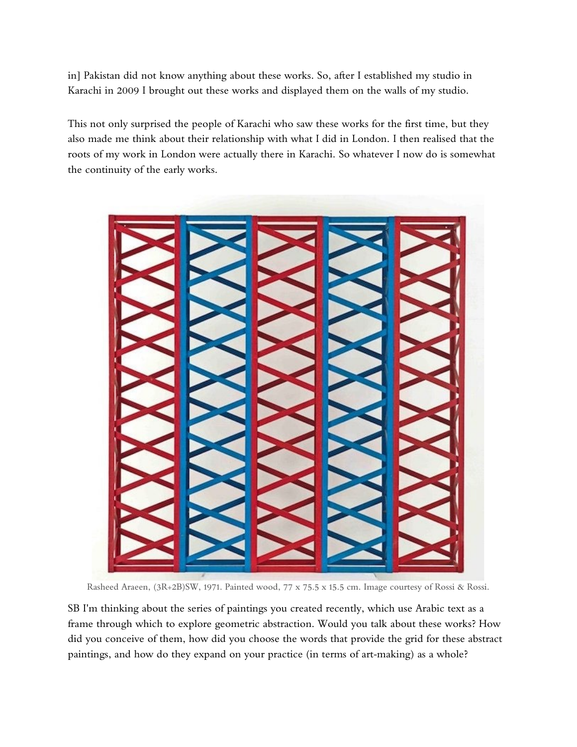in] Pakistan did not know anything about these works. So, after I established my studio in Karachi in 2009 I brought out these works and displayed them on the walls of my studio.

This not only surprised the people of Karachi who saw these works for the first time, but they also made me think about their relationship with what I did in London. I then realised that the roots of my work in London were actually there in Karachi. So whatever I now do is somewhat the continuity of the early works.

Rasheed Araeen, (3R+2B)SW, 1971. Painted wood, 77 x 75.5 x 15.5 cm. Image courtesy of Rossi & Rossi.

SB I'm thinking about the series of paintings you created recently, which use Arabic text as a frame through which to explore geometric abstraction. Would you talk about these works? How did you conceive of them, how did you choose the words that provide the grid for these abstract paintings, and how do they expand on your practice (in terms of art-making) as a whole?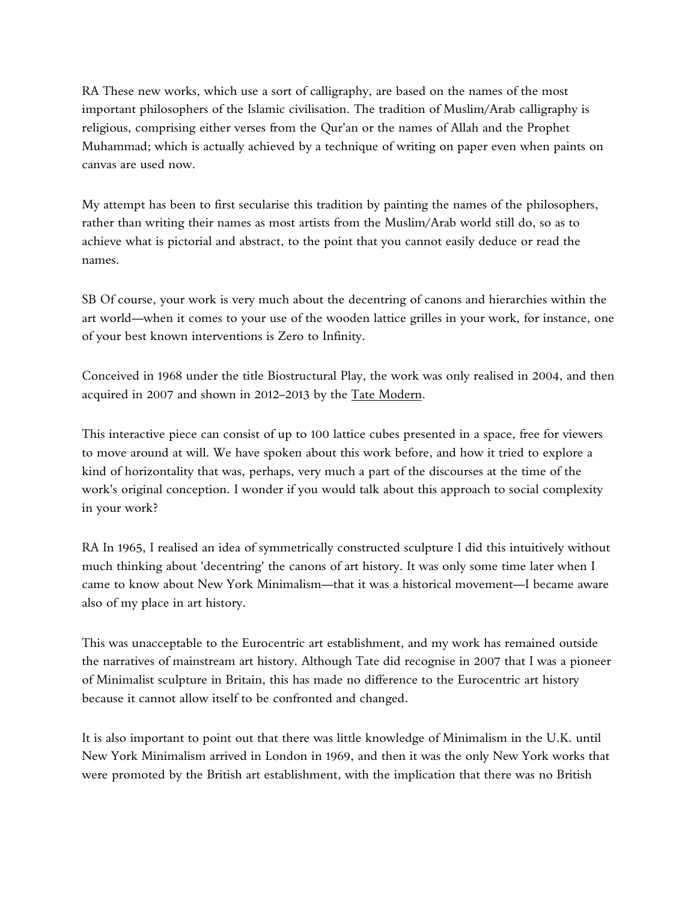RA These new works, which use a sort of calligraphy, are based on the names of the most important philosophers of the Islamic civilisation. The tradition of Muslim/Arab calligraphy is religious, comprising either verses from the Qur'an or the names of Allah and the Prophet Muhammad; which is actually achieved by a technique of writing on paper even when paints on canvas are used now.

My attempt has been to first secularise this tradition by painting the names of the philosophers, rather than writing their names as most artists from the Muslim/Arab world still do, so as to achieve what is pictorial and abstract, to the point that you cannot easily deduce or read the names.

SB Of course, your work is very much about the decentring of canons and hierarchies within the art world—when it comes to your use of the wooden lattice grilles in your work, for instance, one of your best known interventions is Zero to Infinity.

Conceived in 1968 under the title Biostructural Play, the work was only realised in 2004, and then acquired in 2007 and shown in 2012–2013 by the Tate Modern.

This interactive piece can consist of up to 100 lattice cubes presented in a space, free for viewers to move around at will. We have spoken about this work before, and how it tried to explore a kind of horizontality that was, perhaps, very much a part of the discourses at the time of the work's original conception. I wonder if you would talk about this approach to social complexity in your work?

RA In 1965, I realised an idea of symmetrically constructed sculpture I did this intuitively without much thinking about 'decentring' the canons of art history. It was only some time later when I came to know about New York Minimalism—that it was a historical movement—I became aware also of my place in art history.

This was unacceptable to the Eurocentric art establishment, and my work has remained outside the narratives of mainstream art history. Although Tate did recognise in 2007 that I was a pioneer of Minimalist sculpture in Britain, this has made no difference to the Eurocentric art history because it cannot allow itself to be confronted and changed.

It is also important to point out that there was little knowledge of Minimalism in the U.K. until New York Minimalism arrived in London in 1969, and then it was the only New York works that were promoted by the British art establishment, with the implication that there was no British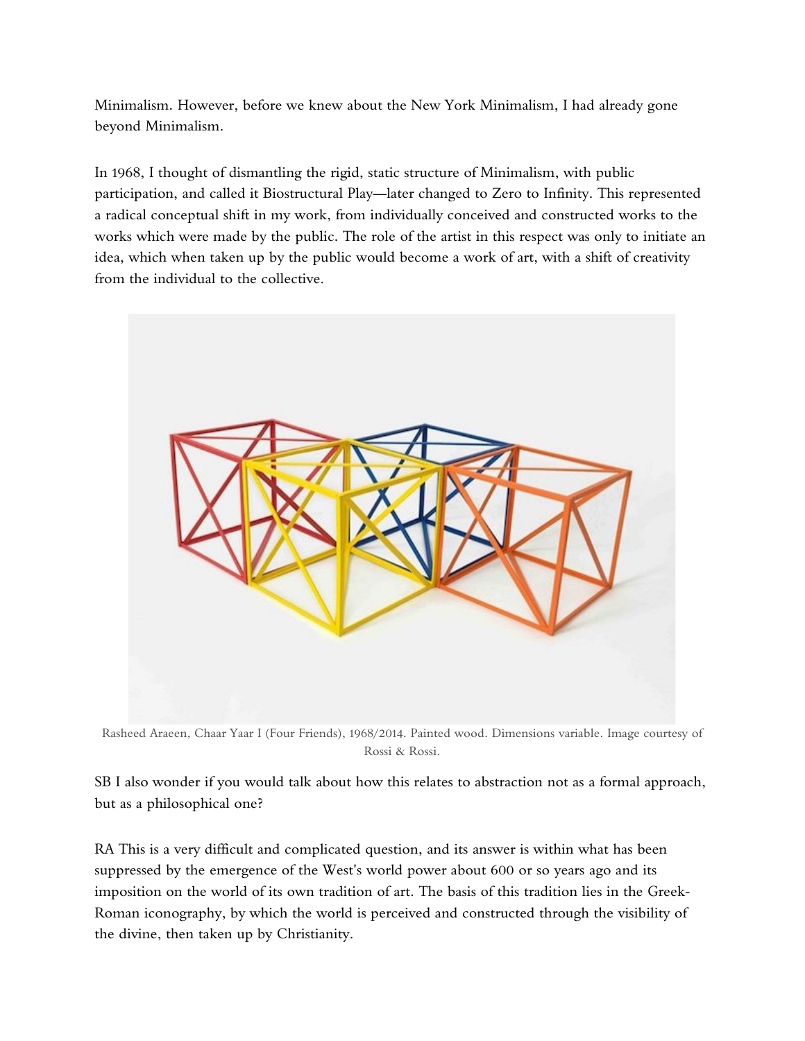Minimalism. However, before we knew about the New York Minimalism, I had already gone beyond Minimalism.

In 1968, I thought of dismantling the rigid, static structure of Minimalism, with public participation, and called it Biostructural Play—later changed to Zero to Infinity. This represented a radical conceptual shift in my work, from individually conceived and constructed works to the works which were made by the public. The role of the artist in this respect was only to initiate an idea, which when taken up by the public would become a work of art, with a shift of creativity from the individual to the collective.

Rasheed Araeen, Chaar Yaar I (Four Friends), 1968/2014. Painted wood. Dimensions variable. Image courtesy of Rossi & Rossi.

SB I also wonder if you would talk about how this relates to abstraction not as a formal approach, but as a philosophical one?

RA This is a very difficult and complicated question, and its answer is within what has been suppressed by the emergence of the West's world power about 600 or so years ago and its imposition on the world of its own tradition of art. The basis of this tradition lies in the Greek-Roman iconography, by which the world is perceived and constructed through the visibility of the divine, then taken up by Christianity.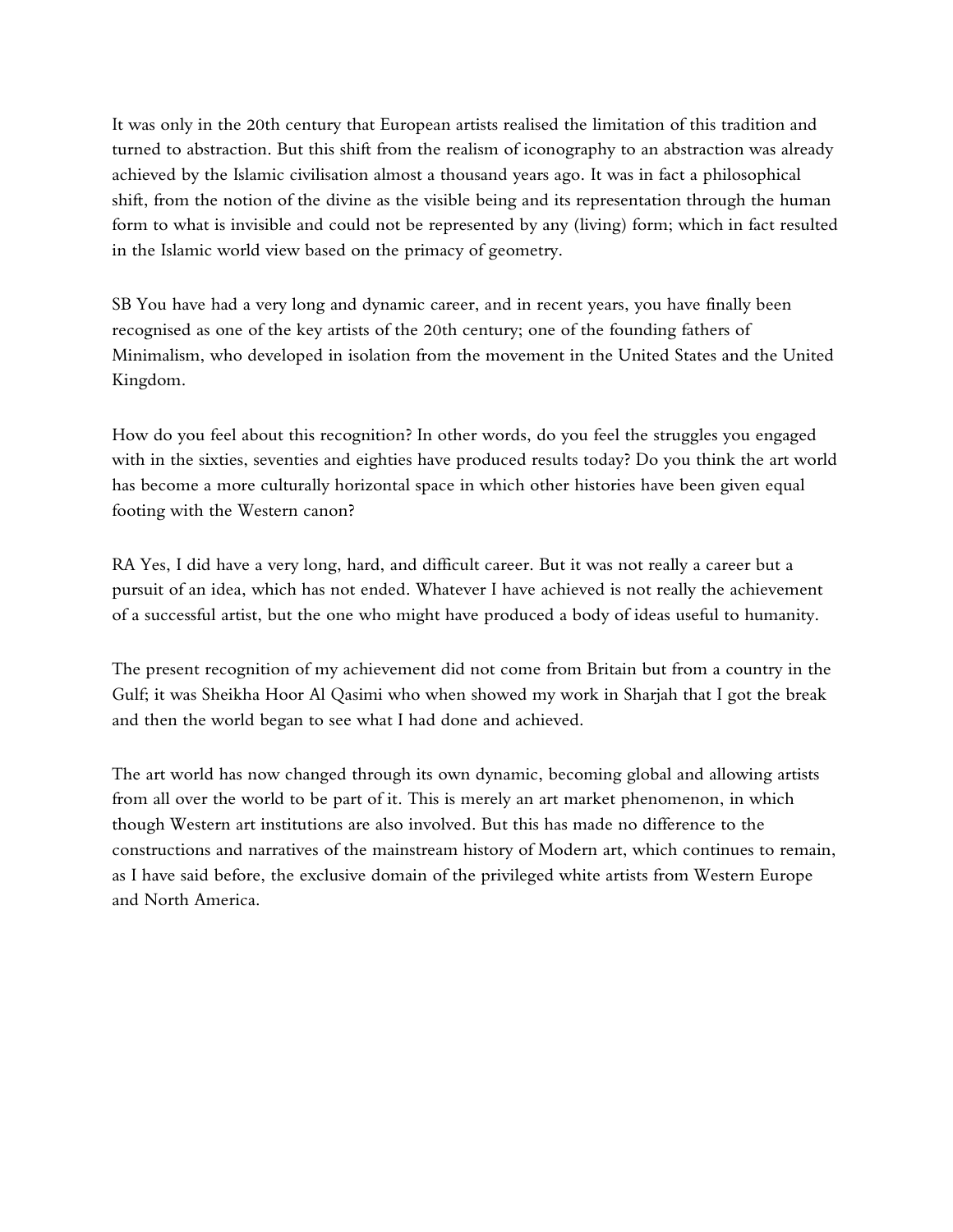It was only in the 20th century that European artists realised the limitation of this tradition and turned to abstraction. But this shift from the realism of iconography to an abstraction was already achieved by the Islamic civilisation almost a thousand years ago. It was in fact a philosophical shift, from the notion of the divine as the visible being and its representation through the human form to what is invisible and could not be represented by any (living) form; which in fact resulted in the Islamic world view based on the primacy of geometry.

SB You have had a very long and dynamic career, and in recent years, you have finally been recognised as one of the key artists of the 20th century; one of the founding fathers of Minimalism, who developed in isolation from the movement in the United States and the United Kingdom.

How do you feel about this recognition? In other words, do you feel the struggles you engaged with in the sixties, seventies and eighties have produced results today? Do you think the art world has become a more culturally horizontal space in which other histories have been given equal footing with the Western canon?

RA Yes, I did have a very long, hard, and difficult career. But it was not really a career but a pursuit of an idea, which has not ended. Whatever I have achieved is not really the achievement of a successful artist, but the one who might have produced a body of ideas useful to humanity.

The present recognition of my achievement did not come from Britain but from a country in the Gulf; it was Sheikha Hoor Al Qasimi who when showed my work in Sharjah that I got the break and then the world began to see what I had done and achieved.

The art world has now changed through its own dynamic, becoming global and allowing artists from all over the world to be part of it. This is merely an art market phenomenon, in which though Western art institutions are also involved. But this has made no difference to the constructions and narratives of the mainstream history of Modern art, which continues to remain, as I have said before, the exclusive domain of the privileged white artists from Western Europe and North America.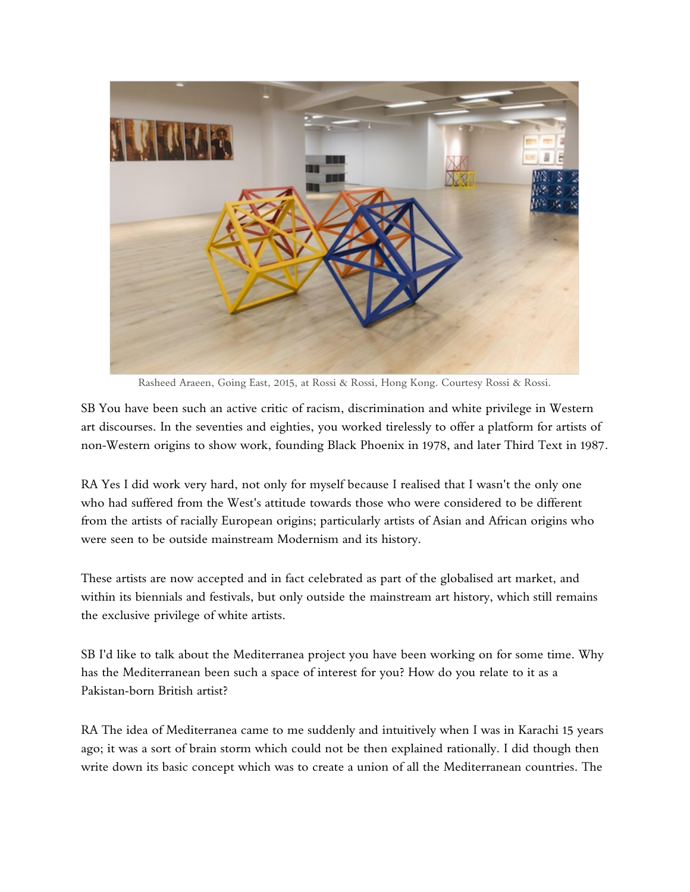Rasheed Araeen, Going East, 2015, at Rossi & Rossi, Hong Kong. Courtesy Rossi & Rossi.

SB You have been such an active critic of racism, discrimination and white privilege in Western art discourses. In the seventies and eighties, you worked tirelessly to offer a platform for artists of non-Western origins to show work, founding Black Phoenix in 1978, and later Third Text in 1987.

RA Yes I did work very hard, not only for myself because I realised that I wasn't the only one who had suffered from the West's attitude towards those who were considered to be different from the artists of racially European origins; particularly artists of Asian and African origins who were seen to be outside mainstream Modernism and its history.

These artists are now accepted and in fact celebrated as part of the globalised art market, and within its biennials and festivals, but only outside the mainstream art history, which still remains the exclusive privilege of white artists.

SB I'd like to talk about the Mediterranea project you have been working on for some time. Why has the Mediterranean been such a space of interest for you? How do you relate to it as a Pakistan-born British artist?

RA The idea of Mediterranea came to me suddenly and intuitively when I was in Karachi 15 years ago; it was a sort of brain storm which could not be then explained rationally. I did though then write down its basic concept which was to create a union of all the Mediterranean countries. The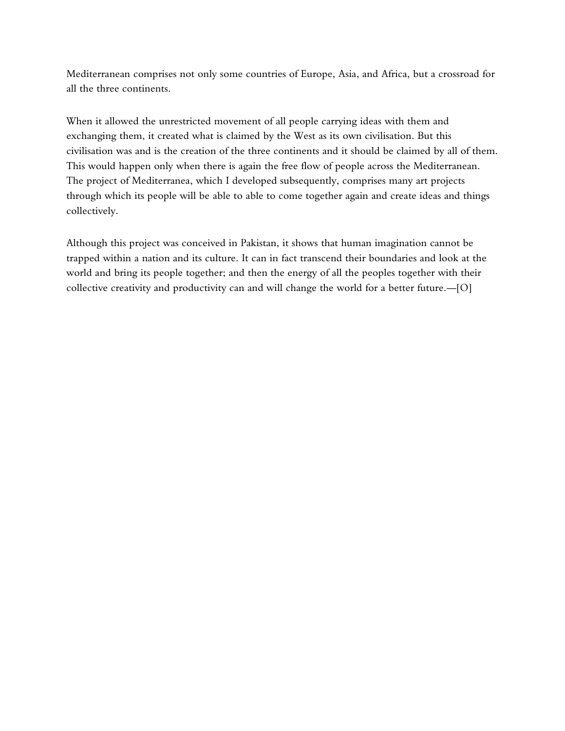Mediterranean comprises not only some countries of Europe, Asia, and Africa, but a crossroad for all the three continents.

When it allowed the unrestricted movement of all people carrying ideas with them and exchanging them, it created what is claimed by the West as its own civilisation. But this civilisation was and is the creation of the three continents and it should be claimed by all of them. This would happen only when there is again the free flow of people across the Mediterranean. The project of Mediterranea, which I developed subsequently, comprises many art projects through which its people will be able to able to come together again and create ideas and things collectively.

Although this project was conceived in Pakistan, it shows that human imagination cannot be trapped within a nation and its culture. It can in fact transcend their boundaries and look at the world and bring its people together; and then the energy of all the peoples together with their collective creativity and productivity can and will change the world for a better future.—[O]